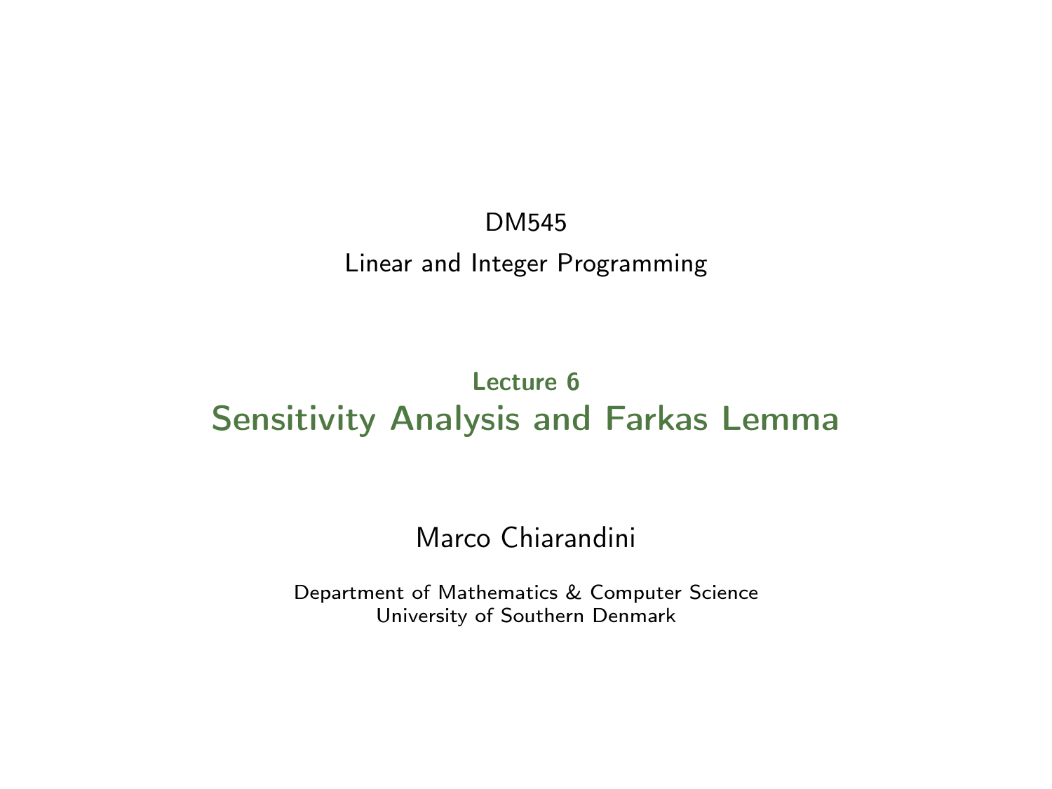DM545

Linear and Integer Programming

**Lecture 6**

# Sensitivity Analysis and Farkas Lemma

Marco Chiarandini

Department of Mathematics & Computer Science
University of Southern Denmark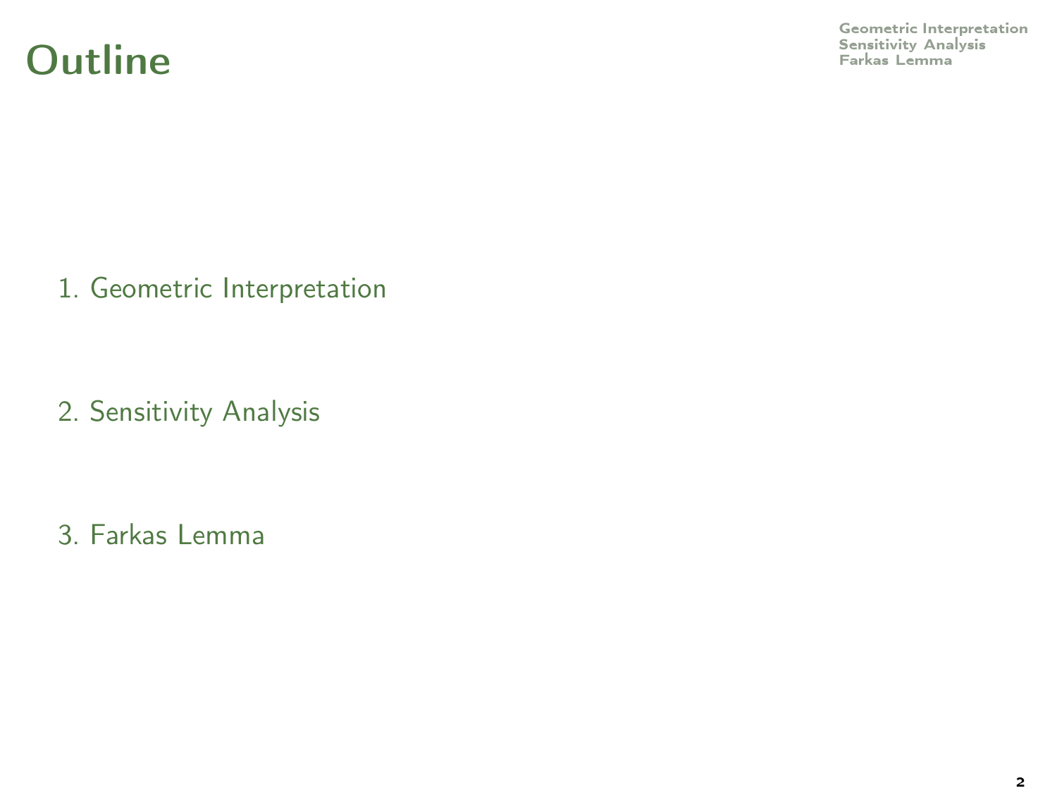# Outline

1. Geometric Interpretation

2. Sensitivity Analysis

3. Farkas Lemma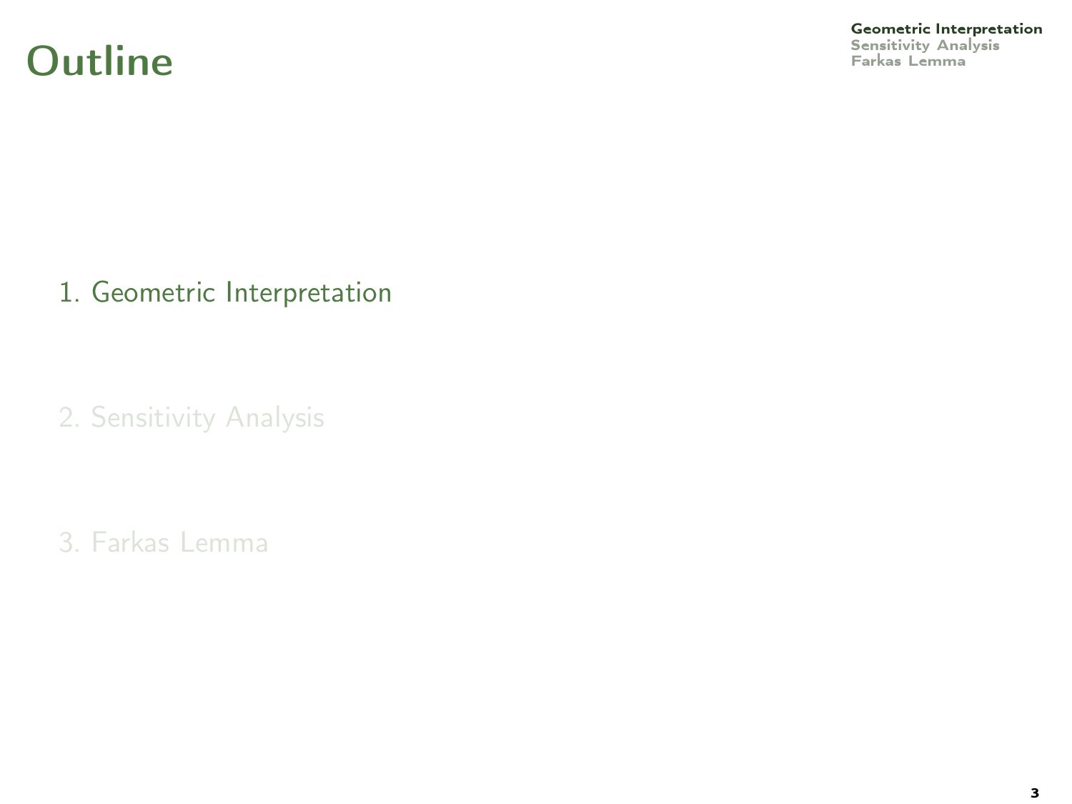# Outline

1. Geometric Interpretation

2. Sensitivity Analysis

3. Farkas Lemma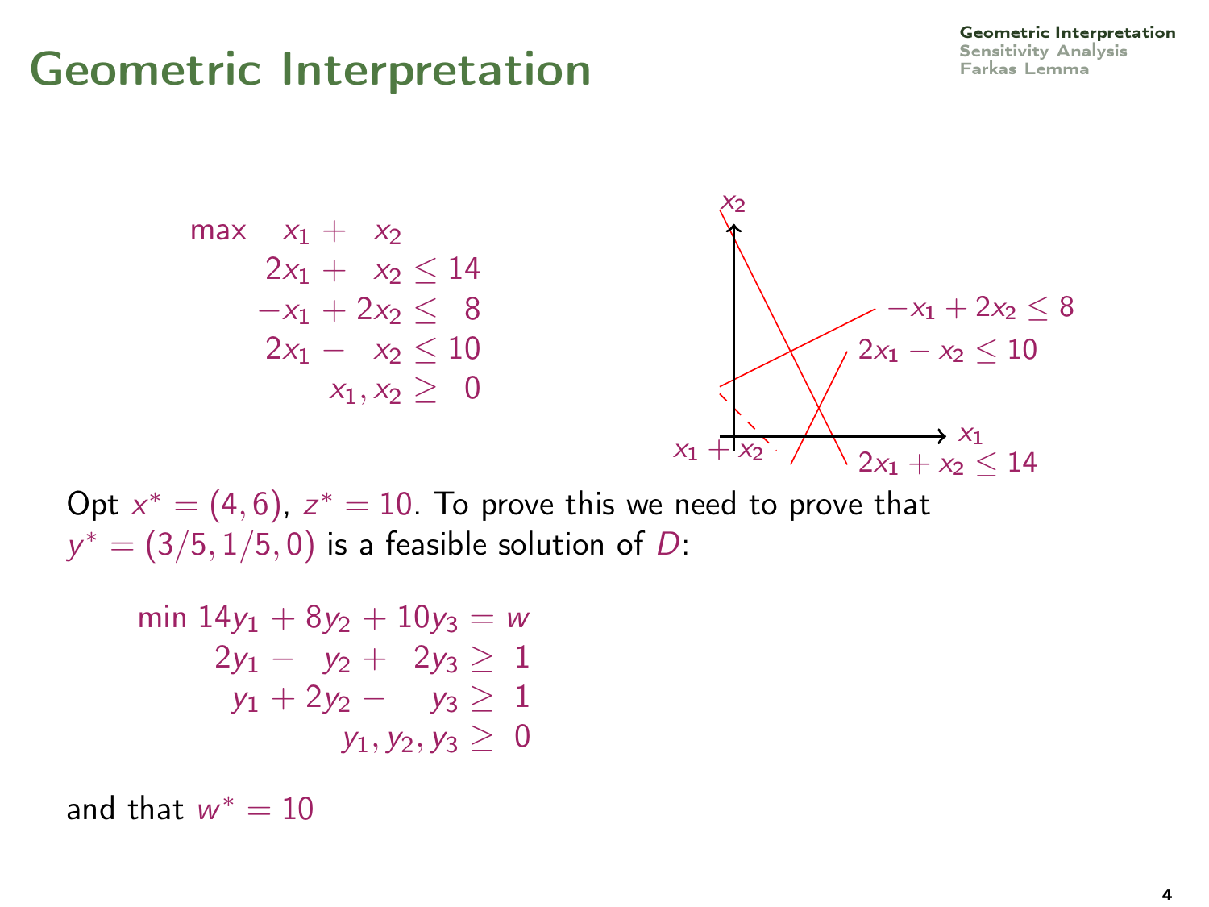# Geometric Interpretation

$$
\begin{aligned}
\max \quad & x_1 + x_2 \\
& 2x_1 + x_2 \leq 14 \\
& -x_1 + 2x_2 \leq 8 \\
& 2x_1 - x_2 \leq 10 \\
& x_1, x_2 \geq 0
\end{aligned}
$$

Opt $x^* = (4, 6)$, $z^* = 10$. To prove this we need to prove that $y^* = (3/5, 1/5, 0)$ is a feasible solution of $D$:

$$
\begin{aligned}
\min\ & 14y_1 + 8y_2 + 10y_3 = w \\
& 2y_1 - y_2 + 2y_3 \geq 1 \\
& y_1 + 2y_2 - y_3 \geq 1 \\
& y_1, y_2, y_3 \geq 0
\end{aligned}
$$

and that $w^* = 10$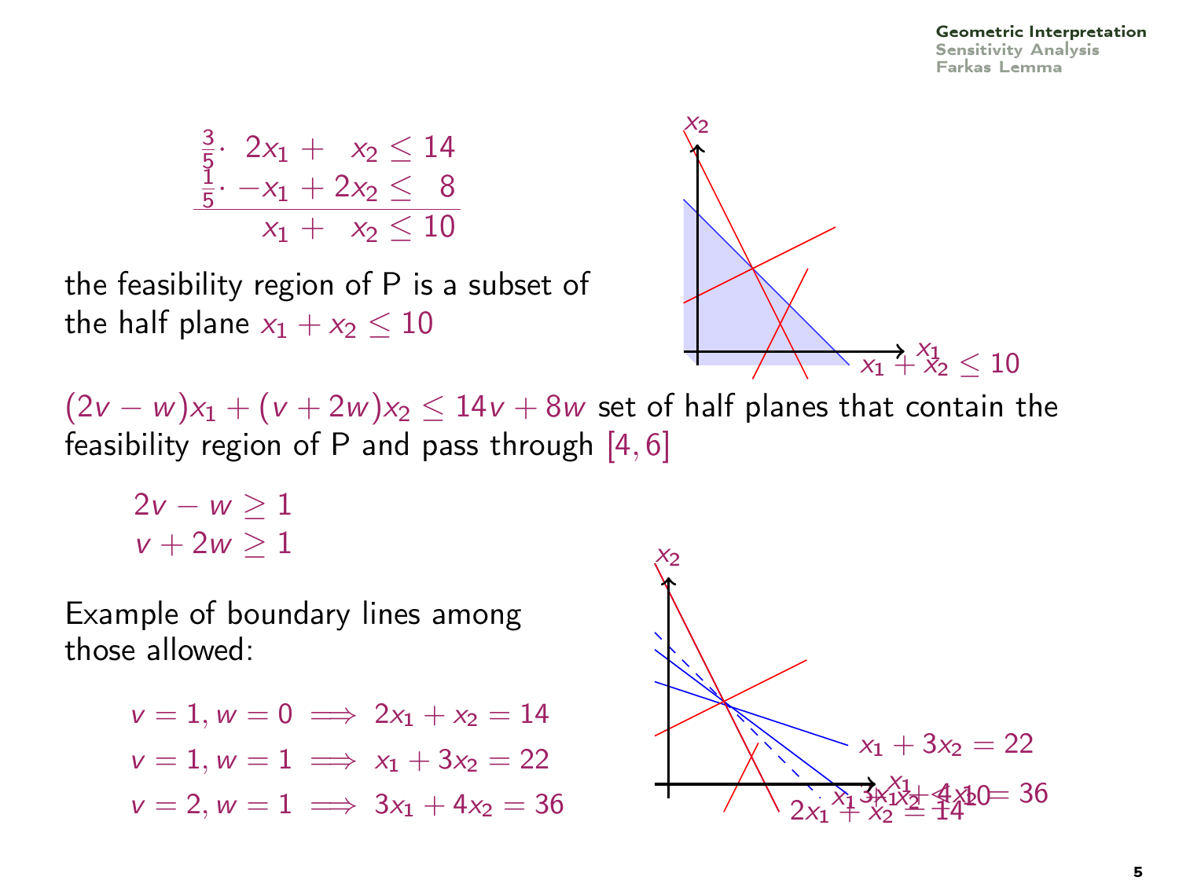$$
\begin{array}{rl}
\frac{3}{5}\cdot & 2x_1 + \phantom{2}x_2 \leq 14 \\
\frac{1}{5}\cdot & -x_1 + 2x_2 \leq \phantom{1}8 \\
\hline
& x_1 + \phantom{2}x_2 \leq 10
\end{array}
$$

the feasibility region of P is a subset of the half plane $x_1 + x_2 \leq 10$

$(2v - w)x_1 + (v + 2w)x_2 \leq 14v + 8w$ set of half planes that contain the feasibility region of P and pass through $[4, 6]$

$$
\begin{aligned}
2v - w &\geq 1 \\
v + 2w &\geq 1
\end{aligned}
$$

Example of boundary lines among those allowed:

$$
\begin{aligned}
v = 1, w = 0 &\implies 2x_1 + x_2 = 14 \\
v = 1, w = 1 &\implies x_1 + 3x_2 = 22 \\
v = 2, w = 1 &\implies 3x_1 + 4x_2 = 36
\end{aligned}
$$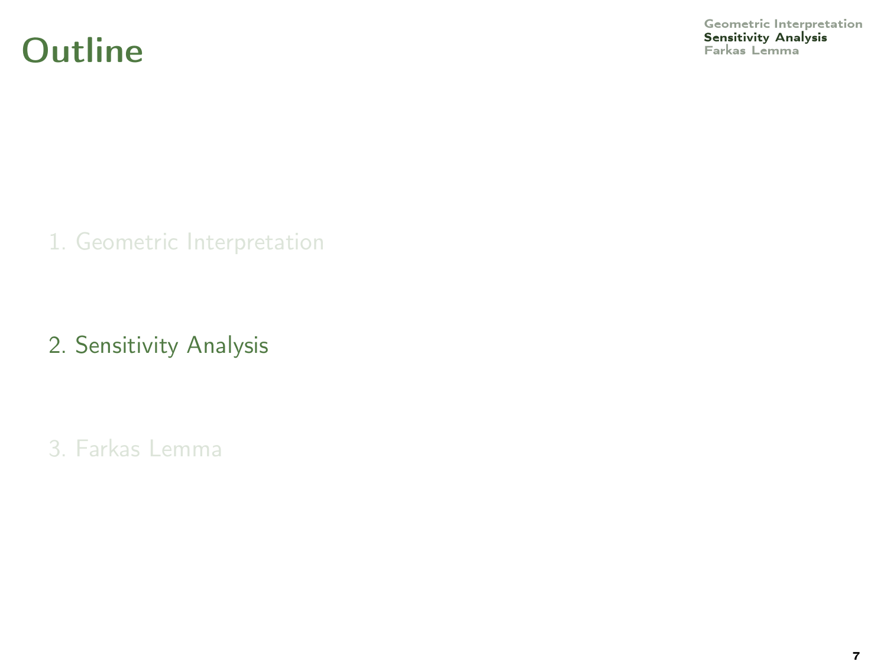# Outline

1. Geometric Interpretation

2. Sensitivity Analysis

3. Farkas Lemma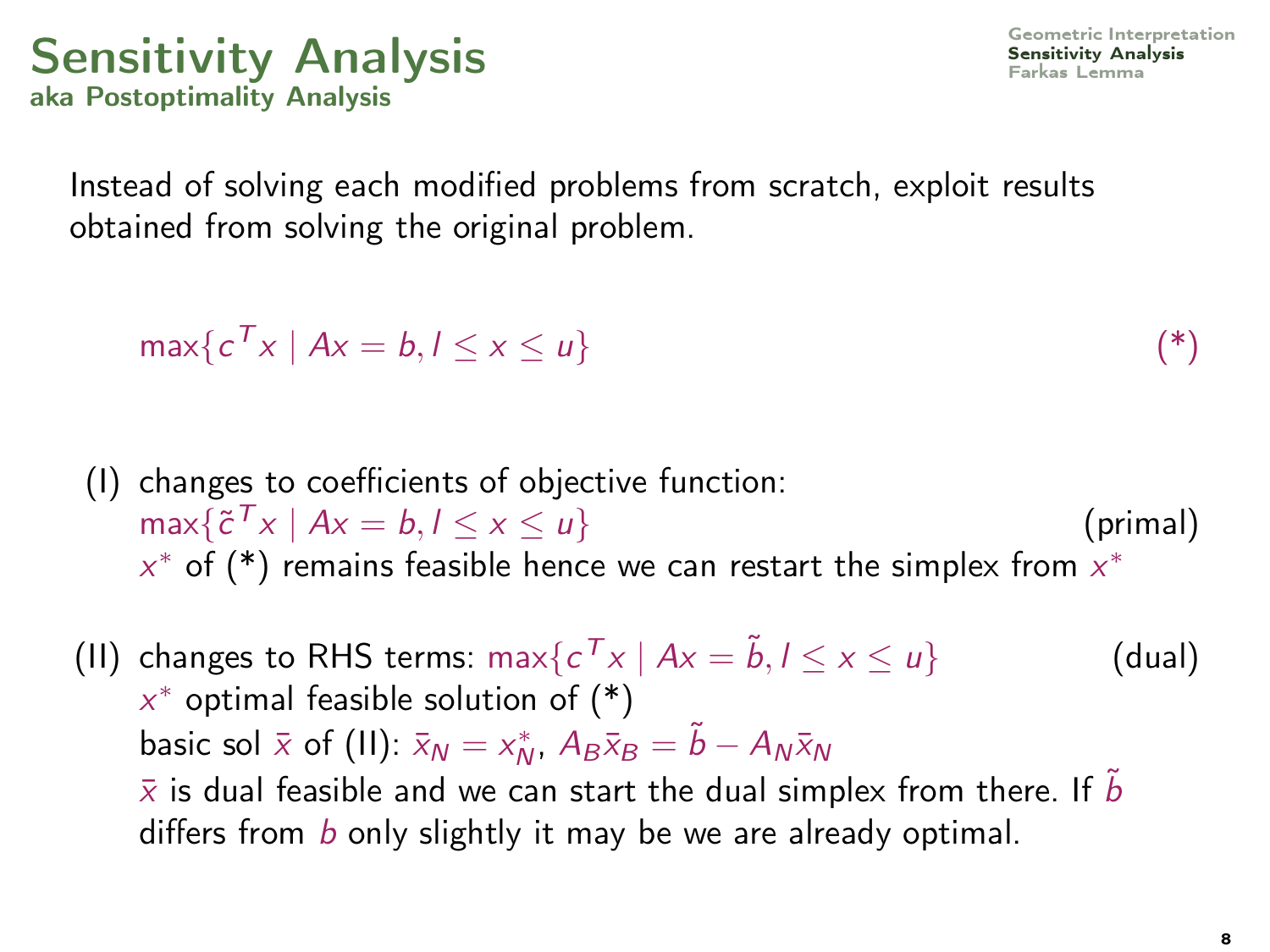# Sensitivity Analysis

## aka Postoptimality Analysis

Instead of solving each modified problems from scratch, exploit results obtained from solving the original problem.

$$\max\{c^T x \mid Ax = b, l \leq x \leq u\} \tag{*}$$

(I) changes to coefficients of objective function:
$\max\{\tilde{c}^T x \mid Ax = b, l \leq x \leq u\}$ (primal)
$x^*$ of (*) remains feasible hence we can restart the simplex from $x^*$

(II) changes to RHS terms: $\max\{c^T x \mid Ax = \tilde{b}, l \leq x \leq u\}$ (dual)
$x^*$ optimal feasible solution of (*)
basic sol $\bar{x}$ of (II): $\bar{x}_N = x^*_N$, $A_B \bar{x}_B = \tilde{b} - A_N \bar{x}_N$
$\bar{x}$ is dual feasible and we can start the dual simplex from there. If $\tilde{b}$ differs from $b$ only slightly it may be we are already optimal.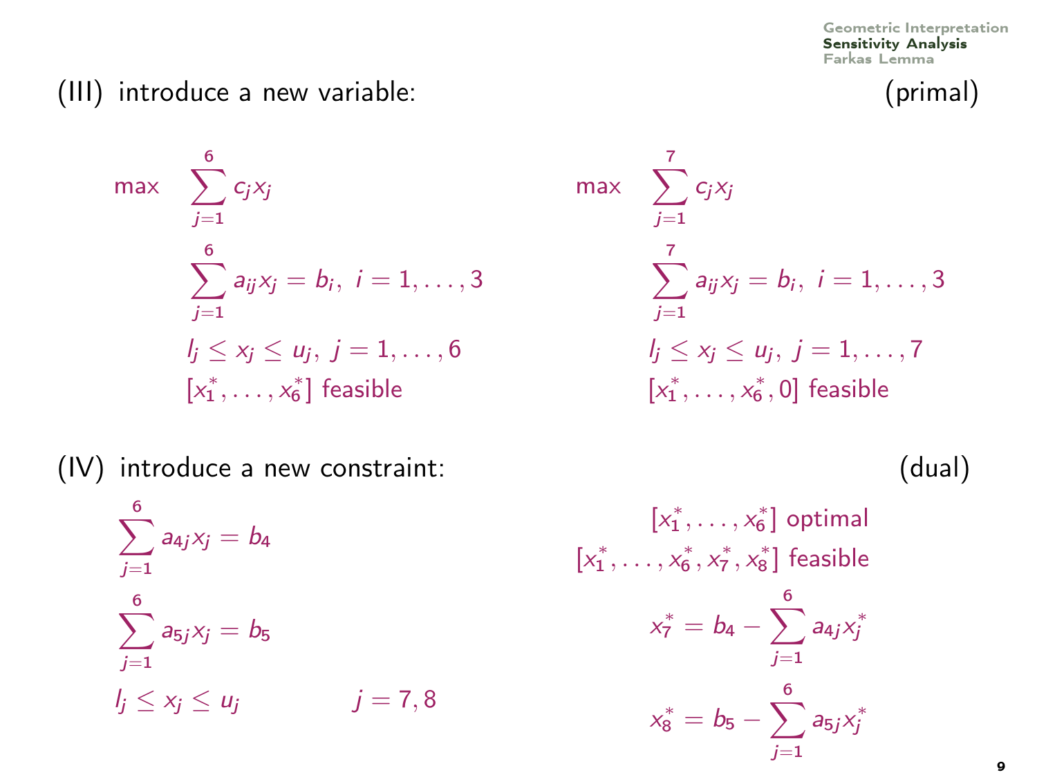(III) introduce a new variable: (primal)

$$\max \quad \sum_{j=1}^{6} c_j x_j$$

$$\sum_{j=1}^{6} a_{ij} x_j = b_i,\ i = 1, \ldots, 3$$

$$l_j \le x_j \le u_j,\ j = 1, \ldots, 6$$

$[x_1^*, \ldots, x_6^*]$ feasible

$$\max \quad \sum_{j=1}^{7} c_j x_j$$

$$\sum_{j=1}^{7} a_{ij} x_j = b_i,\ i = 1, \ldots, 3$$

$$l_j \le x_j \le u_j,\ j = 1, \ldots, 7$$

$[x_1^*, \ldots, x_6^*, 0]$ feasible

(IV) introduce a new constraint: (dual)

$$\sum_{j=1}^{6} a_{4j} x_j = b_4$$

$$\sum_{j=1}^{6} a_{5j} x_j = b_5$$

$$l_j \le x_j \le u_j \qquad j = 7, 8$$

$[x_1^*, \ldots, x_6^*]$ optimal

$[x_1^*, \ldots, x_6^*, x_7^*, x_8^*]$ feasible

$$x_7^* = b_4 - \sum_{j=1}^{6} a_{4j} x_j^*$$

$$x_8^* = b_5 - \sum_{j=1}^{6} a_{5j} x_j^*$$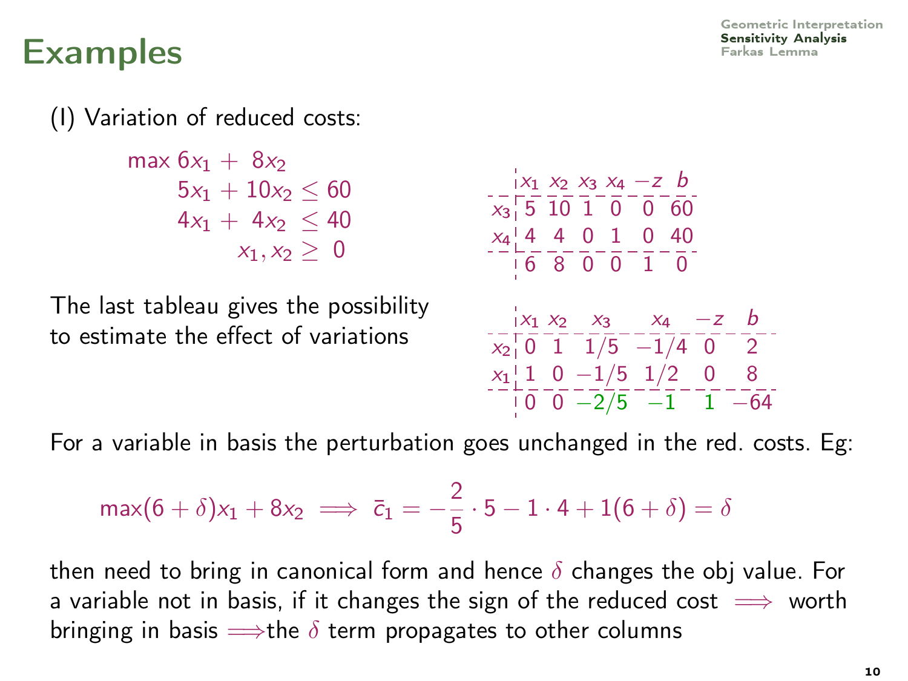# Examples

(I) Variation of reduced costs:

$$
\begin{aligned}
\max\ 6x_1 + \ 8x_2 & \\
5x_1 + 10x_2 &\leq 60 \\
4x_1 + \ 4x_2 &\leq 40 \\
x_1, x_2 &\geq \ 0
\end{aligned}
$$

| | $x_1$ | $x_2$ | $x_3$ | $x_4$ | $-z$ | $b$ |
|---|---|---|---|---|---|---|
| $x_3$ | 5 | 10 | 1 | 0 | 0 | 60 |
| $x_4$ | 4 | 4 | 0 | 1 | 0 | 40 |
| | 6 | 8 | 0 | 0 | 1 | 0 |

The last tableau gives the possibility to estimate the effect of variations

| | $x_1$ | $x_2$ | $x_3$ | $x_4$ | $-z$ | $b$ |
|---|---|---|---|---|---|---|
| $x_2$ | 0 | 1 | $1/5$ | $-1/4$ | 0 | 2 |
| $x_1$ | 1 | 0 | $-1/5$ | $1/2$ | 0 | 8 |
| | 0 | 0 | $-2/5$ | $-1$ | 1 | $-64$ |

For a variable in basis the perturbation goes unchanged in the red. costs. Eg:

$$\max(6+\delta)x_1 + 8x_2 \implies \bar{c}_1 = -\frac{2}{5} \cdot 5 - 1 \cdot 4 + 1(6+\delta) = \delta$$

then need to bring in canonical form and hence $\delta$ changes the obj value. For a variable not in basis, if it changes the sign of the reduced cost $\implies$ worth bringing in basis $\implies$the $\delta$ term propagates to other columns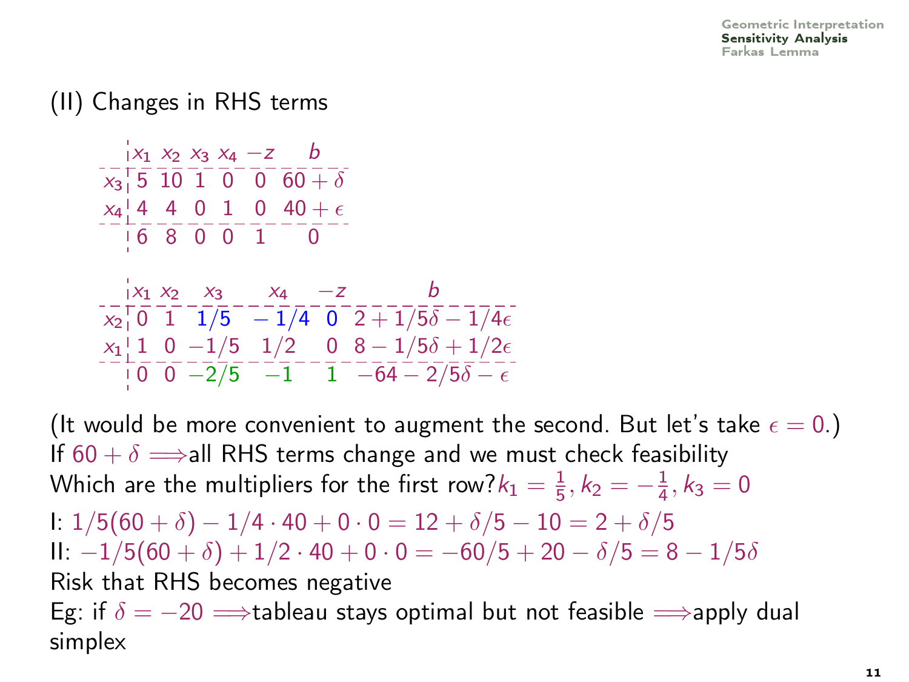(II) Changes in RHS terms

| | $x_1$ | $x_2$ | $x_3$ | $x_4$ | $-z$ | $b$ |
|---|---|---|---|---|---|---|
| $x_3$ | 5 | 10 | 1 | 0 | 0 | $60+\delta$ |
| $x_4$ | 4 | 4 | 0 | 1 | 0 | $40+\epsilon$ |
| | 6 | 8 | 0 | 0 | 1 | 0 |

| | $x_1$ | $x_2$ | $x_3$ | $x_4$ | $-z$ | $b$ |
|---|---|---|---|---|---|---|
| $x_2$ | 0 | 1 | $1/5$ | $-1/4$ | 0 | $2+1/5\delta-1/4\epsilon$ |
| $x_1$ | 1 | 0 | $-1/5$ | $1/2$ | 0 | $8-1/5\delta+1/2\epsilon$ |
| | 0 | 0 | $-2/5$ | $-1$ | 1 | $-64-2/5\delta-\epsilon$ |

(It would be more convenient to augment the second. But let's take $\epsilon = 0$.)

If $60+\delta \implies$all RHS terms change and we must check feasibility

Which are the multipliers for the first row?$k_1 = \frac{1}{5}, k_2 = -\frac{1}{4}, k_3 = 0$

I: $1/5(60+\delta) - 1/4 \cdot 40 + 0 \cdot 0 = 12 + \delta/5 - 10 = 2 + \delta/5$

II: $-1/5(60+\delta) + 1/2 \cdot 40 + 0 \cdot 0 = -60/5 + 20 - \delta/5 = 8 - 1/5\delta$

Risk that RHS becomes negative

Eg: if $\delta = -20 \implies$tableau stays optimal but not feasible $\implies$apply dual simplex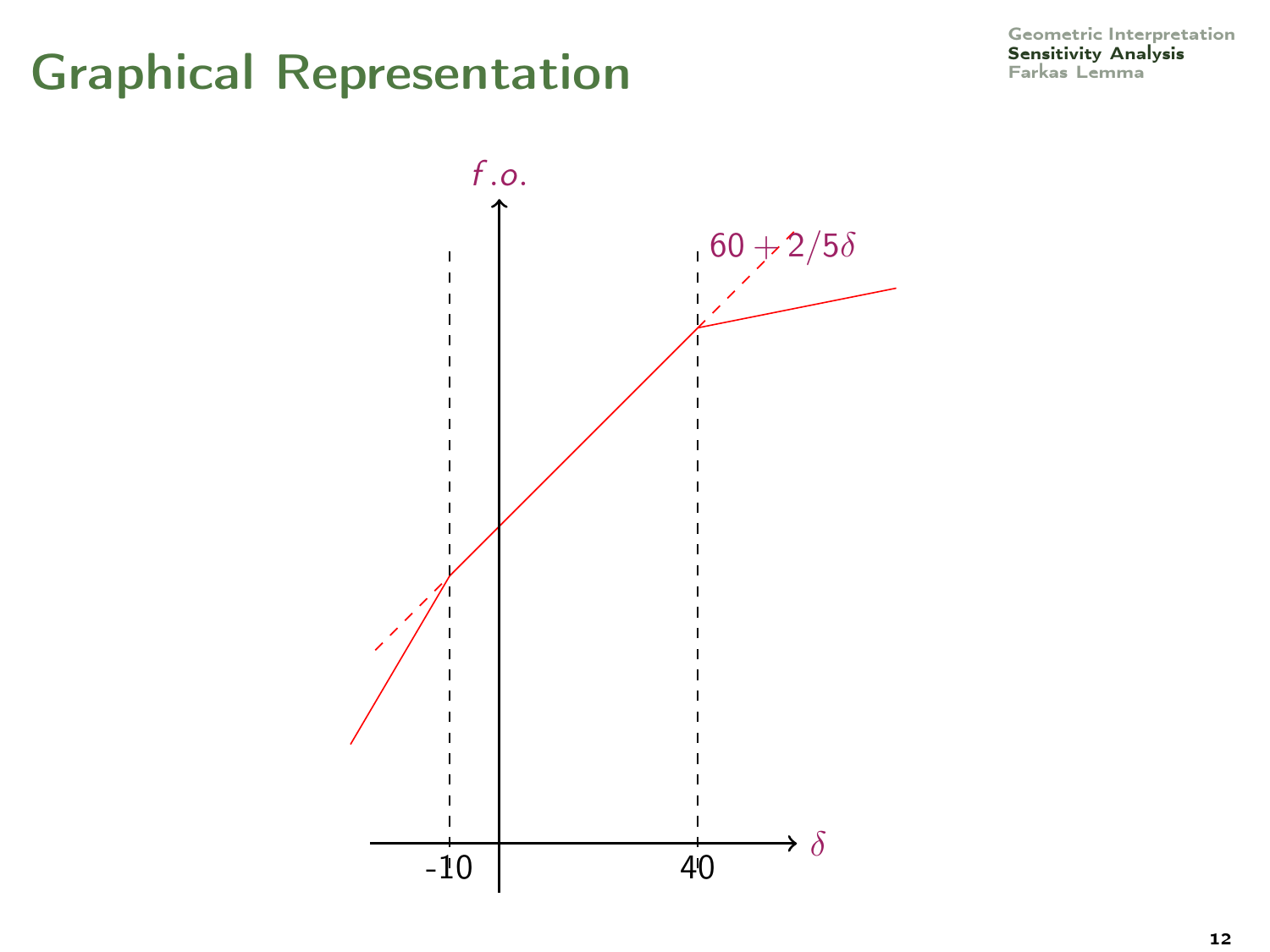# Graphical Representation

$f.o.$

$60 + 2/5\delta$

$\delta$

-10

40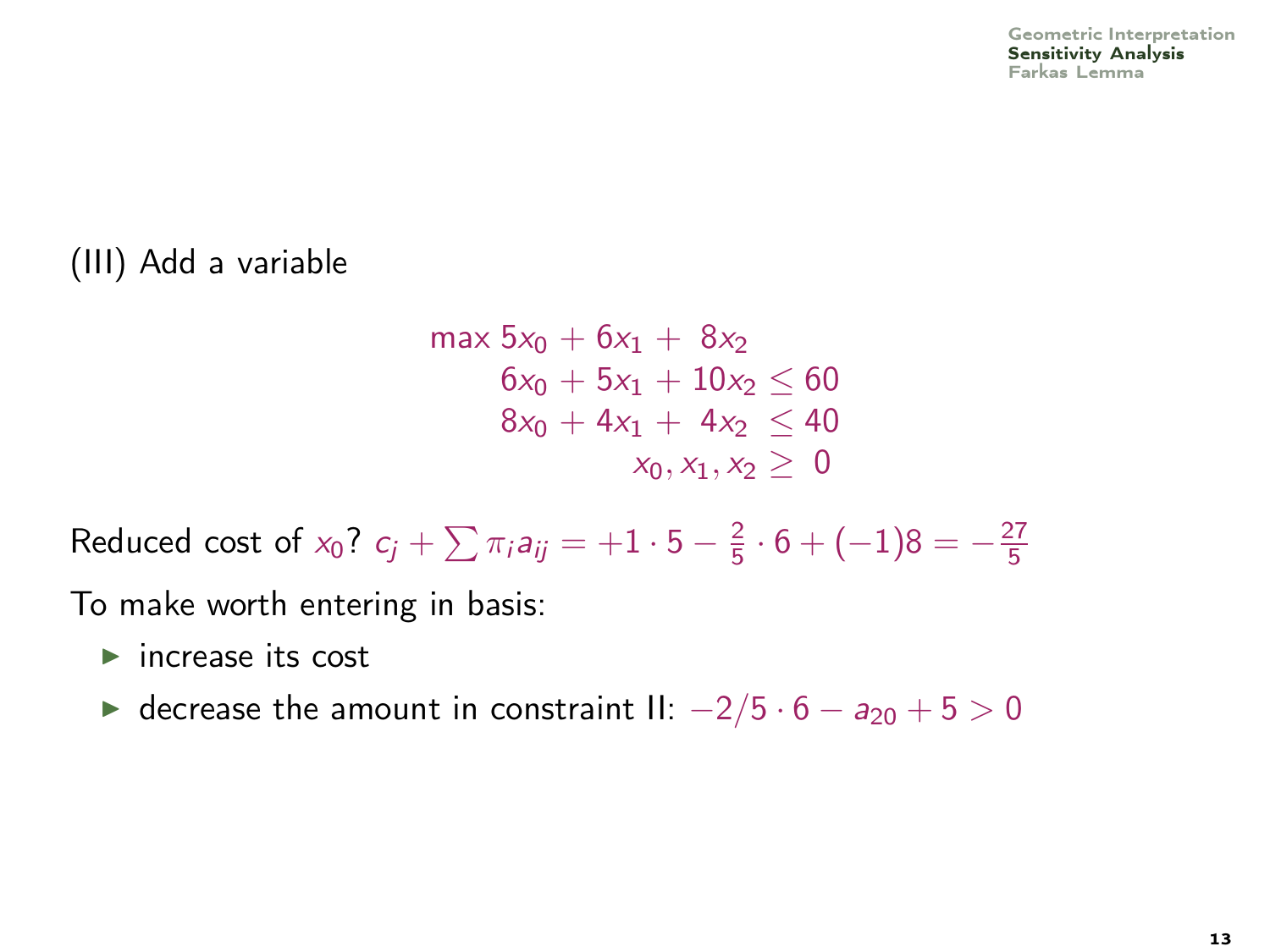(III) Add a variable

$$\begin{aligned}
\max\ 5x_0 + 6x_1 + \ 8x_2 & \\
6x_0 + 5x_1 + 10x_2 &\leq 60 \\
8x_0 + 4x_1 + \ 4x_2 &\leq 40 \\
x_0, x_1, x_2 &\geq \ 0
\end{aligned}$$

Reduced cost of $x_0$? $c_j + \sum \pi_i a_{ij} = +1 \cdot 5 - \frac{2}{5} \cdot 6 + (-1)8 = -\frac{27}{5}$

To make worth entering in basis:

- increase its cost
- decrease the amount in constraint II: $-2/5 \cdot 6 - a_{20} + 5 > 0$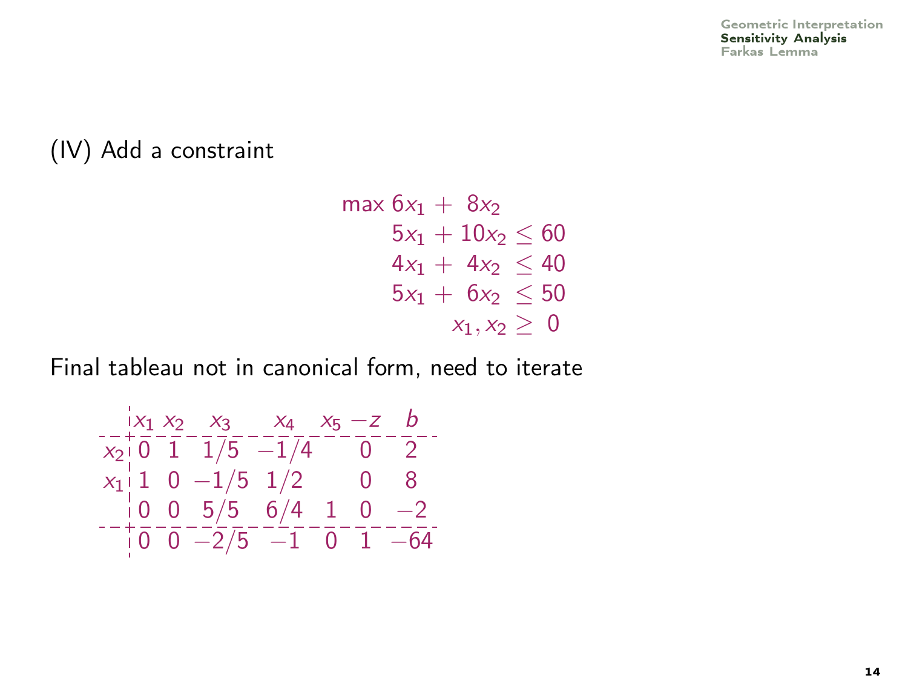(IV) Add a constraint

$$
\begin{aligned}
\max\ 6x_1 + \ 8x_2 & \\
5x_1 + 10x_2 &\leq 60 \\
4x_1 + \ 4x_2 &\leq 40 \\
5x_1 + \ 6x_2 &\leq 50 \\
x_1, x_2 &\geq \ 0
\end{aligned}
$$

Final tableau not in canonical form, need to iterate

| | $x_1$ | $x_2$ | $x_3$ | $x_4$ | $x_5$ | $-z$ | $b$ |
|---|---|---|---|---|---|---|---|
| $x_2$ | 0 | 1 | $1/5$ | $-1/4$ | | 0 | 2 |
| $x_1$ | 1 | 0 | $-1/5$ | $1/2$ | | 0 | 8 |
| | 0 | 0 | $5/5$ | $6/4$ | 1 | 0 | $-2$ |
| | 0 | 0 | $-2/5$ | $-1$ | 0 | 1 | $-64$ |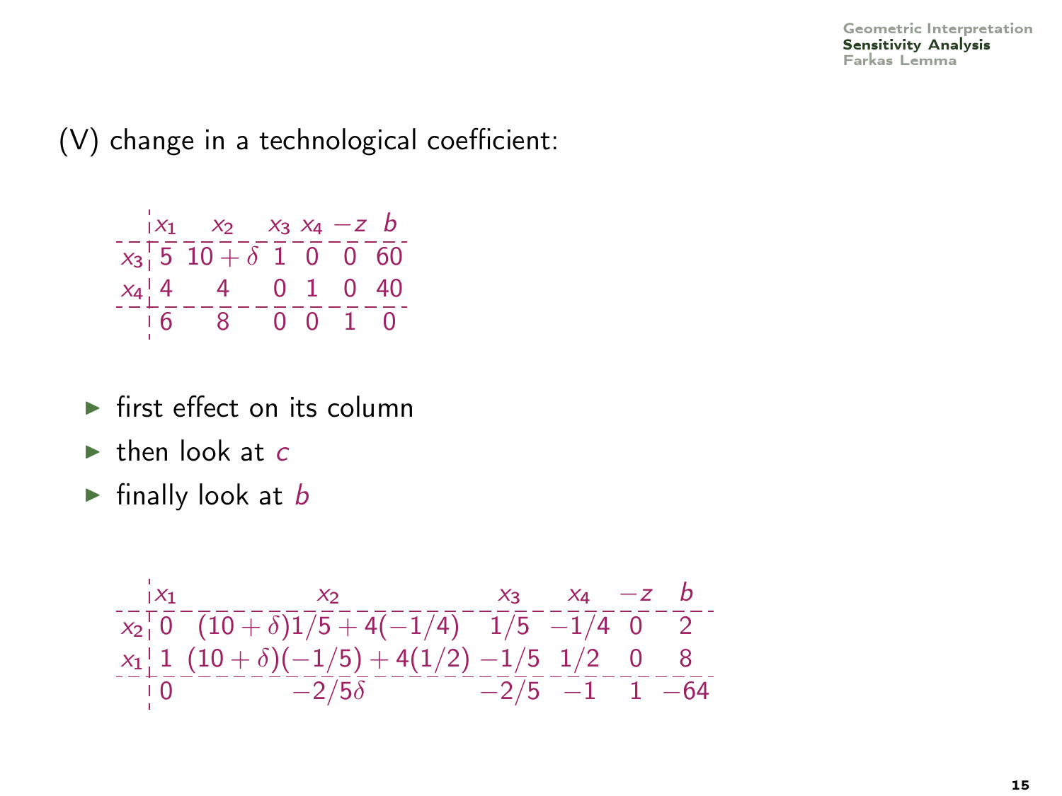(V) change in a technological coefficient:

| | $x_1$ | $x_2$ | $x_3$ | $x_4$ | $-z$ | $b$ |
|---|---|---|---|---|---|---|
| $x_3$ | 5 | $10+\delta$ | 1 | 0 | 0 | 60 |
| $x_4$ | 4 | 4 | 0 | 1 | 0 | 40 |
| | 6 | 8 | 0 | 0 | 1 | 0 |

- first effect on its column
- then look at $c$
- finally look at $b$

| | $x_1$ | $x_2$ | $x_3$ | $x_4$ | $-z$ | $b$ |
|---|---|---|---|---|---|---|
| $x_2$ | 0 | $(10+\delta)1/5 + 4(-1/4)$ | $1/5$ | $-1/4$ | 0 | 2 |
| $x_1$ | 1 | $(10+\delta)(-1/5) + 4(1/2)$ | $-1/5$ | $1/2$ | 0 | 8 |
| | 0 | $-2/5\delta$ | $-2/5$ | $-1$ | 1 | $-64$ |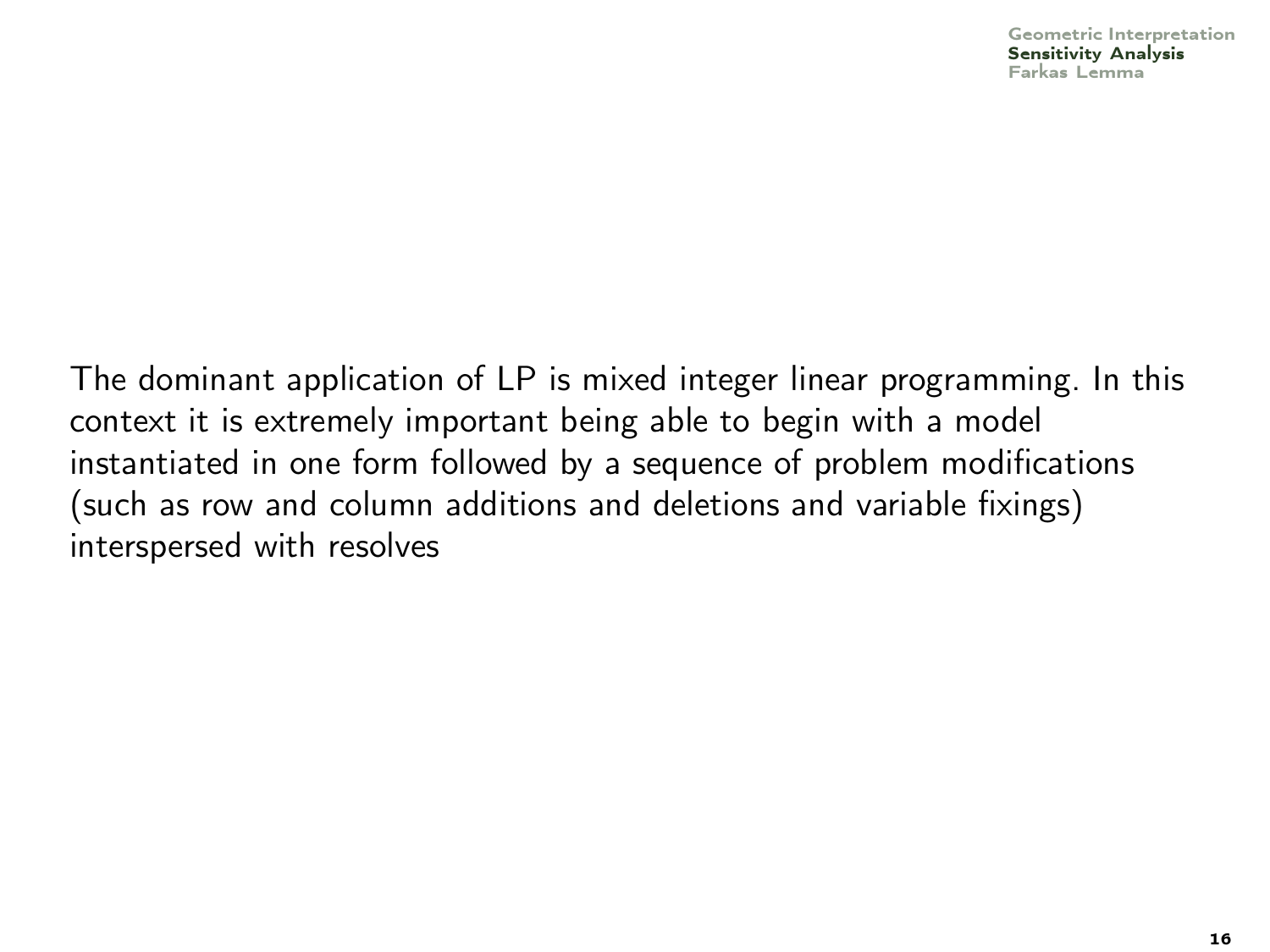The dominant application of LP is mixed integer linear programming. In this context it is extremely important being able to begin with a model instantiated in one form followed by a sequence of problem modifications (such as row and column additions and deletions and variable fixings) interspersed with resolves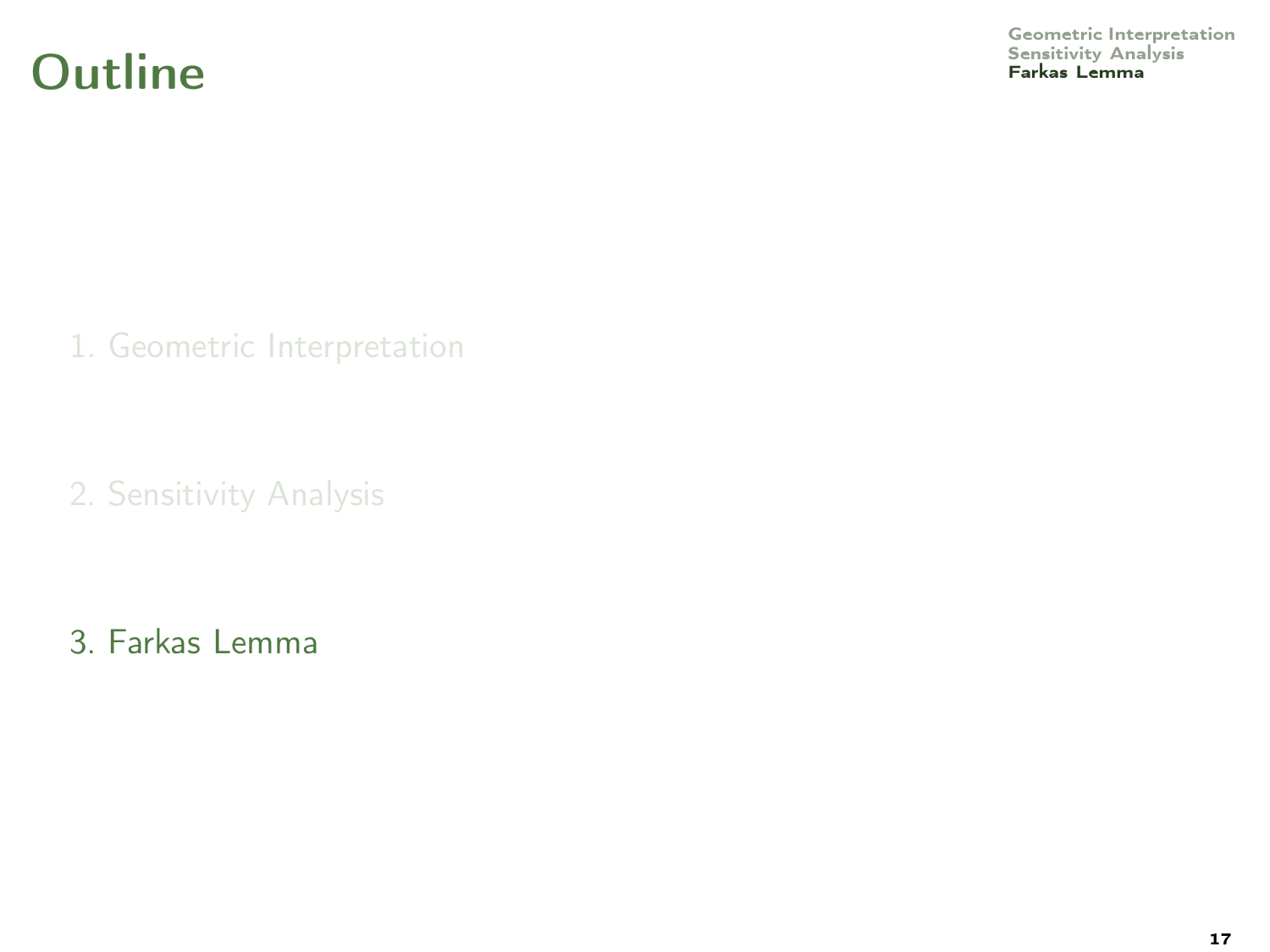# Outline

1. Geometric Interpretation

2. Sensitivity Analysis

3. Farkas Lemma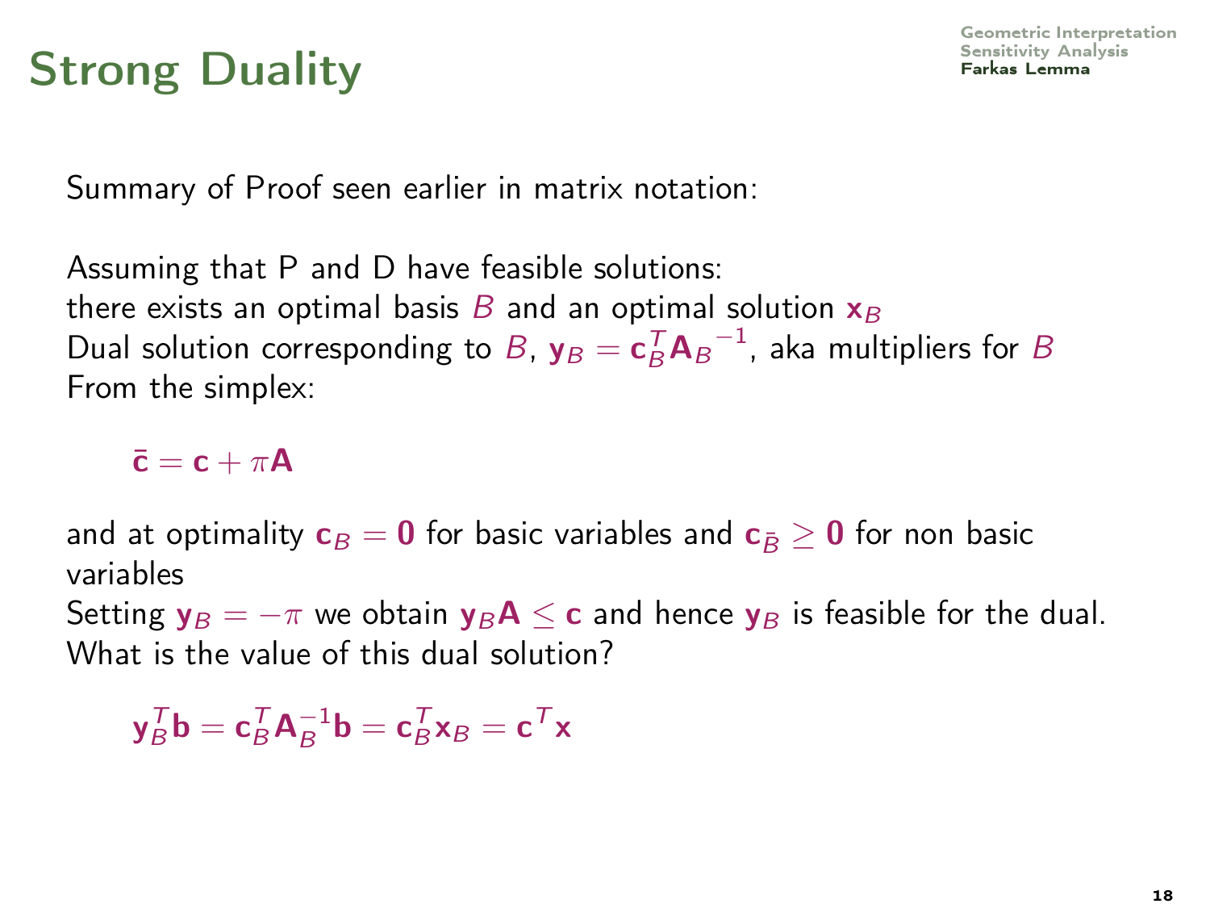# Strong Duality

Summary of Proof seen earlier in matrix notation:

Assuming that P and D have feasible solutions:
there exists an optimal basis $B$ and an optimal solution $\mathbf{x}_B$
Dual solution corresponding to $B$, $\mathbf{y}_B = \mathbf{c}_B^T {\mathbf{A}_B}^{-1}$, aka multipliers for $B$
From the simplex:

$$\bar{\mathbf{c}} = \mathbf{c} + \pi \mathbf{A}$$

and at optimality $\mathbf{c}_B = \mathbf{0}$ for basic variables and $\mathbf{c}_{\bar{B}} \geq \mathbf{0}$ for non basic variables
Setting $\mathbf{y}_B = -\pi$ we obtain $\mathbf{y}_B \mathbf{A} \leq \mathbf{c}$ and hence $\mathbf{y}_B$ is feasible for the dual.
What is the value of this dual solution?

$$\mathbf{y}_B^T \mathbf{b} = \mathbf{c}_B^T \mathbf{A}_B^{-1} \mathbf{b} = \mathbf{c}_B^T \mathbf{x}_B = \mathbf{c}^T \mathbf{x}$$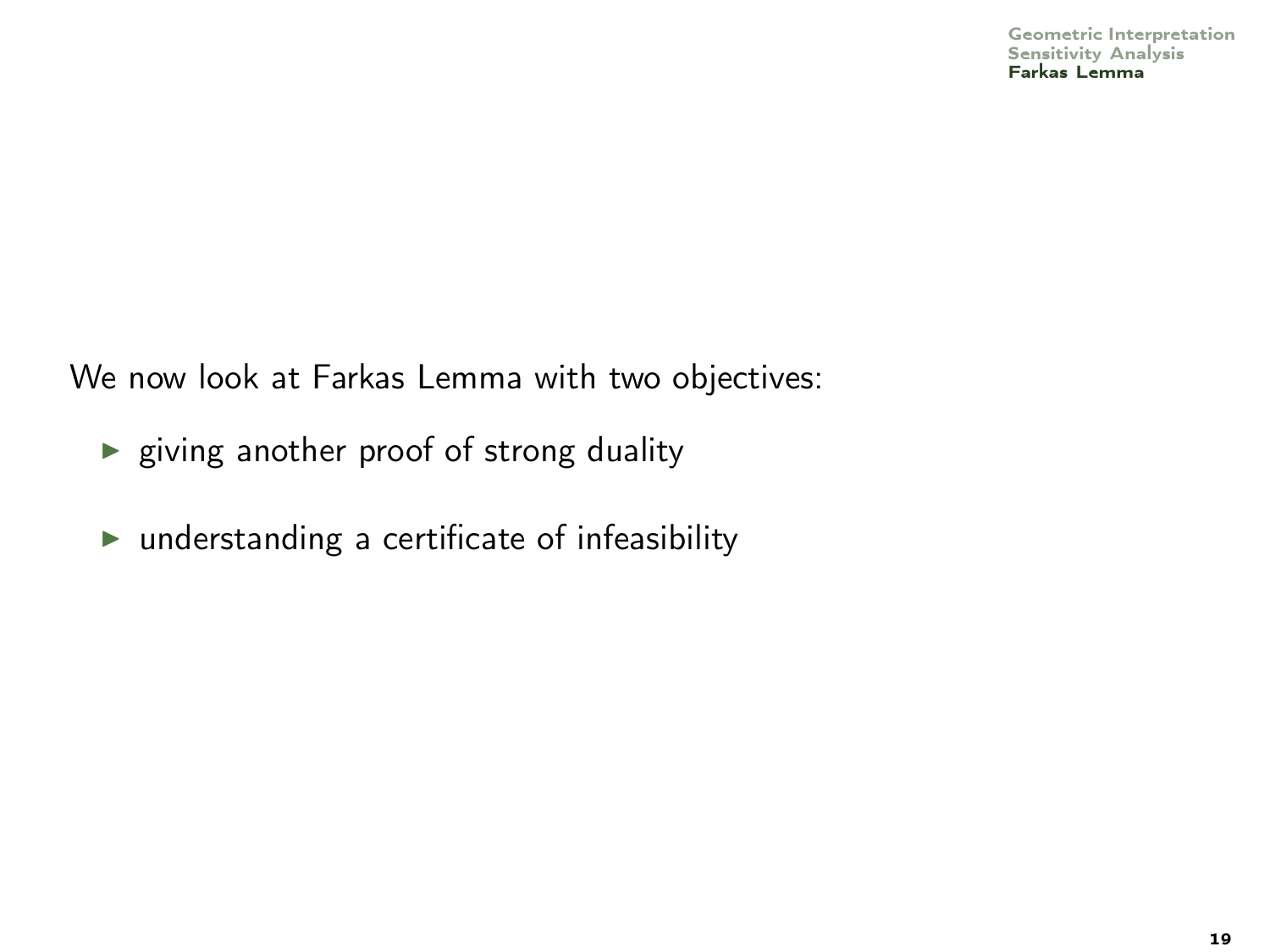We now look at Farkas Lemma with two objectives:

- giving another proof of strong duality
- understanding a certificate of infeasibility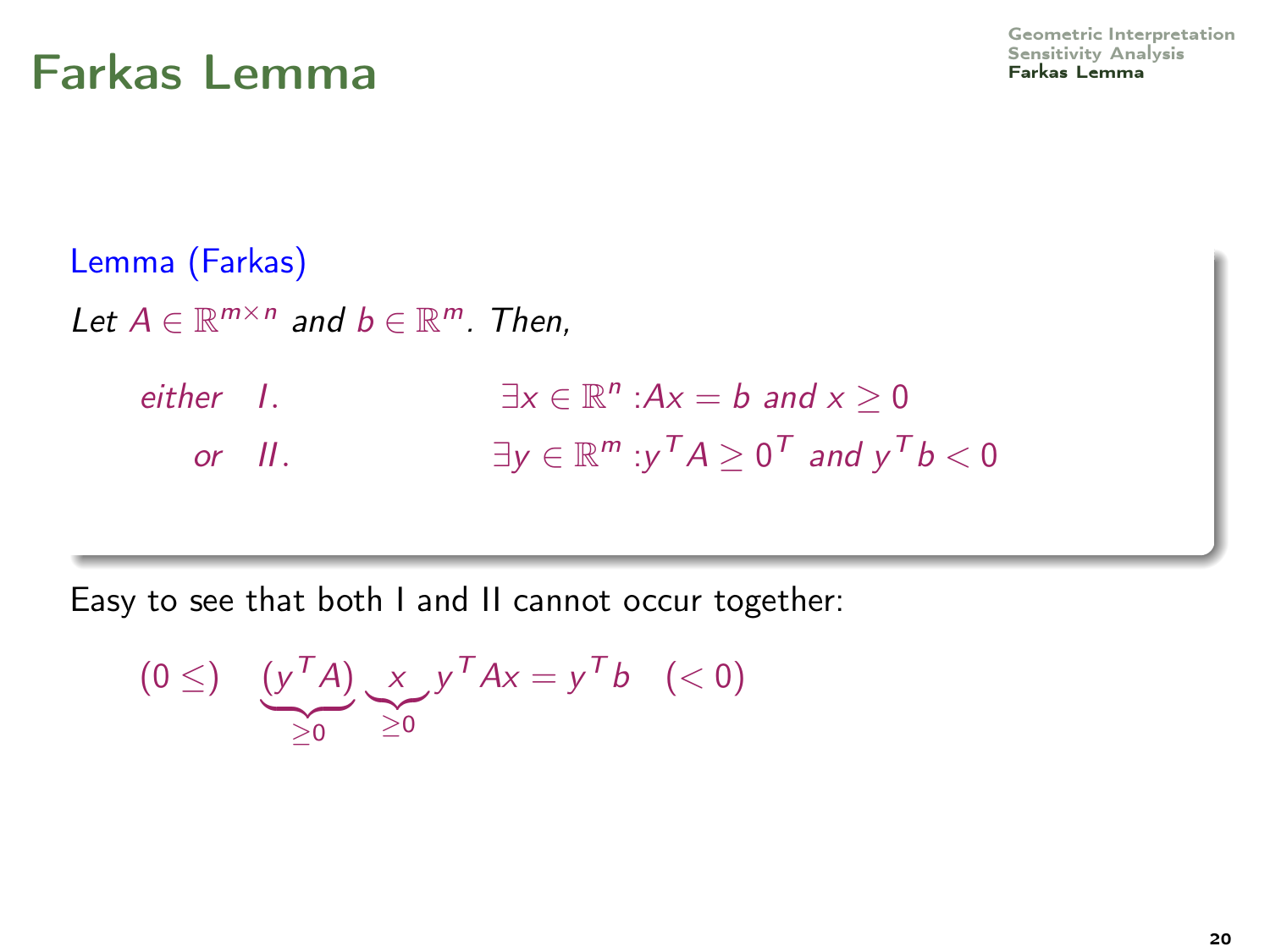# Farkas Lemma

**Lemma (Farkas)**

*Let $A \in \mathbb{R}^{m \times n}$ and $b \in \mathbb{R}^m$. Then,*

| | | |
|---|---|---|
| *either* | *I.* | $\exists x \in \mathbb{R}^n : Ax = b$ *and* $x \geq 0$ |
| *or* | *II.* | $\exists y \in \mathbb{R}^m : y^T A \geq 0^T$ *and* $y^T b < 0$ |

Easy to see that both I and II cannot occur together:

$$(0 \leq) \quad \underbrace{(y^T A)}_{\geq 0} \underbrace{x}_{\geq 0} y^T Ax = y^T b \quad (< 0)$$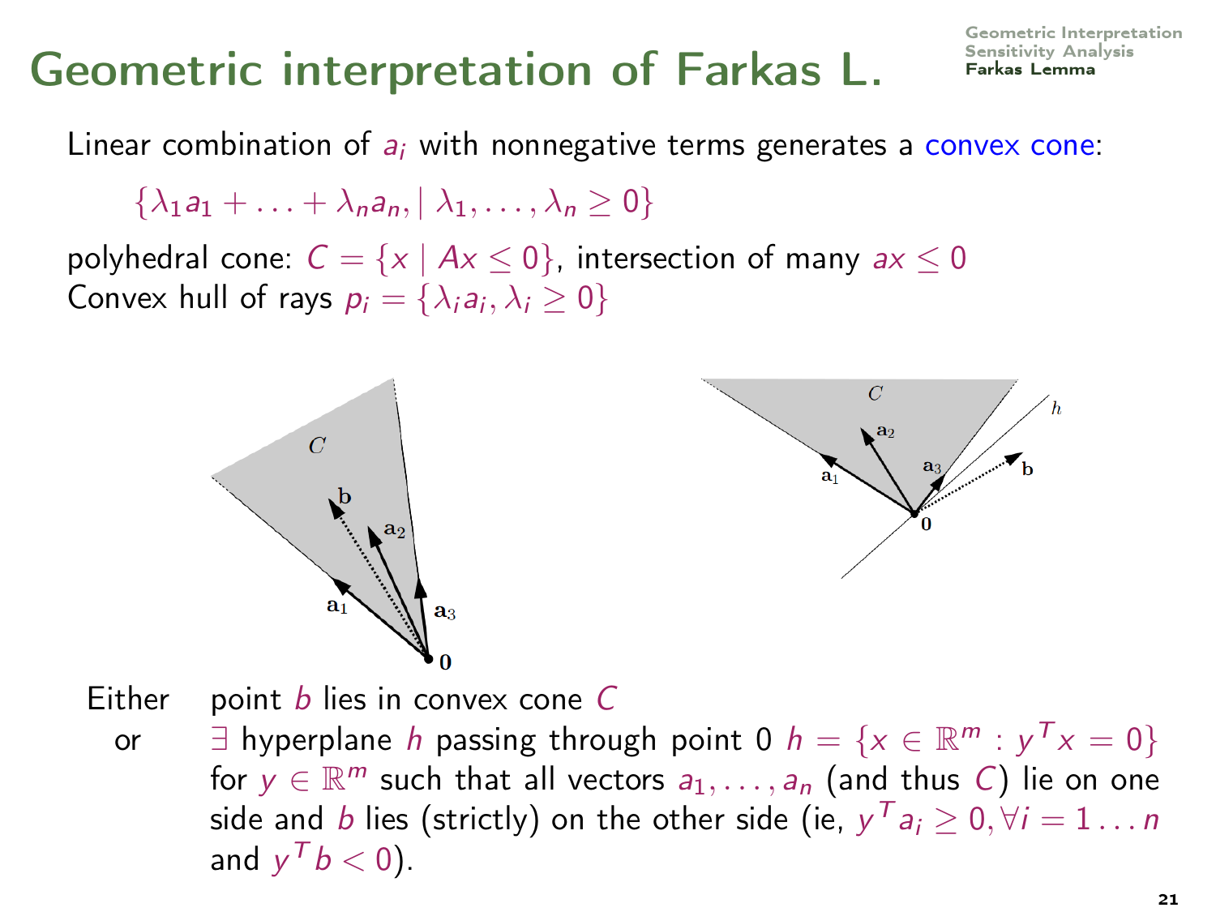# Geometric interpretation of Farkas L.

Linear combination of $a_i$ with nonnegative terms generates a convex cone:

$$\{\lambda_1 a_1 + \ldots + \lambda_n a_n, \mid \lambda_1, \ldots, \lambda_n \geq 0\}$$

polyhedral cone: $C = \{x \mid Ax \leq 0\}$, intersection of many $ax \leq 0$
Convex hull of rays $p_i = \{\lambda_i a_i, \lambda_i \geq 0\}$

Either point $b$ lies in convex cone $C$

or $\exists$ hyperplane $h$ passing through point 0 $h = \{x \in \mathbb{R}^m : y^T x = 0\}$ for $y \in \mathbb{R}^m$ such that all vectors $a_1, \ldots, a_n$ (and thus $C$) lie on one side and $b$ lies (strictly) on the other side (ie, $y^T a_i \geq 0, \forall i = 1 \ldots n$ and $y^T b < 0$).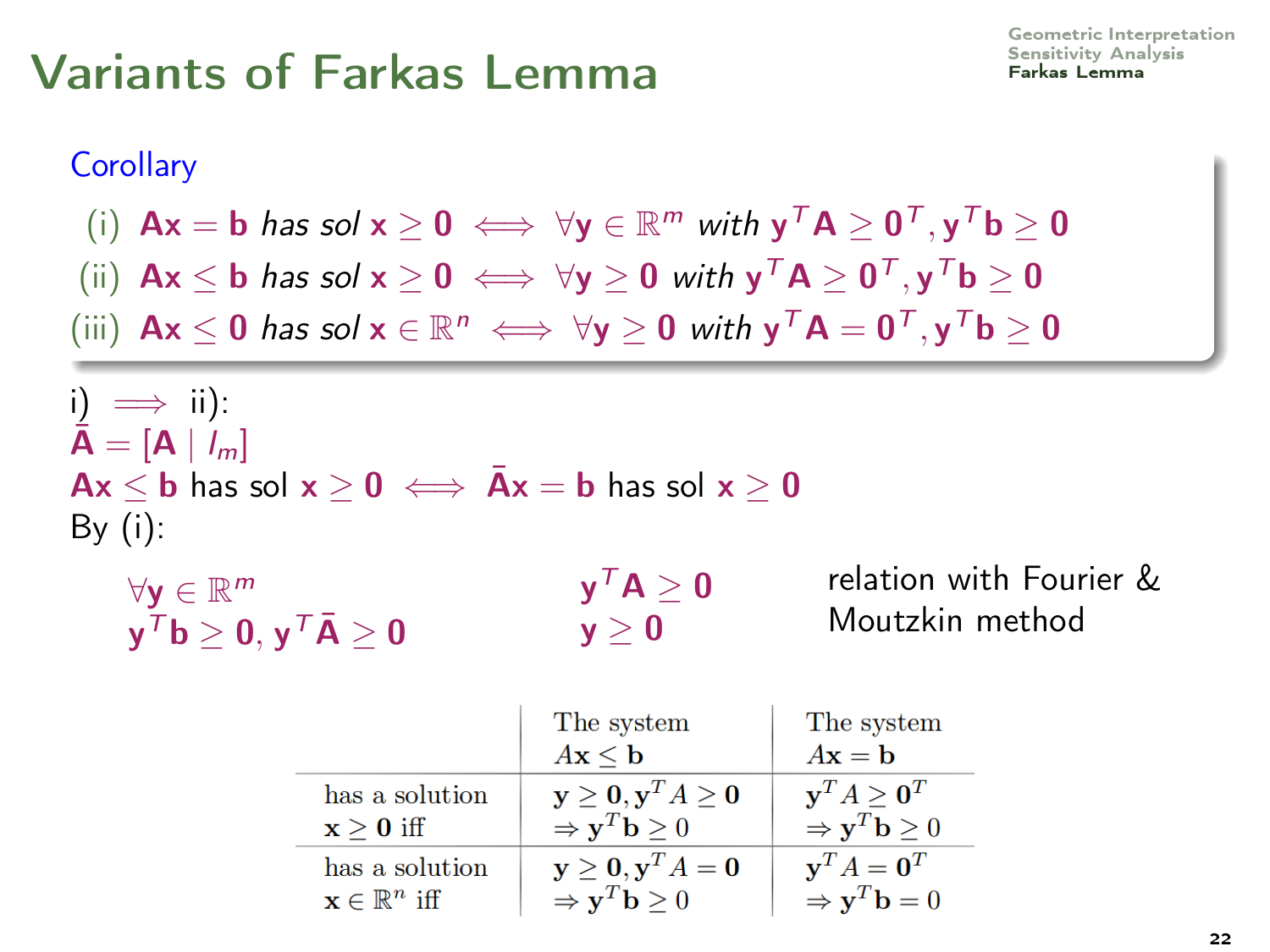# Variants of Farkas Lemma

**Corollary**

(i) $\mathbf{Ax} = \mathbf{b}$ *has sol* $\mathbf{x} \geq \mathbf{0} \iff \forall \mathbf{y} \in \mathbb{R}^m$ *with* $\mathbf{y}^T\mathbf{A} \geq \mathbf{0}^T, \mathbf{y}^T\mathbf{b} \geq \mathbf{0}$

(ii) $\mathbf{Ax} \leq \mathbf{b}$ *has sol* $\mathbf{x} \geq \mathbf{0} \iff \forall \mathbf{y} \geq \mathbf{0}$ *with* $\mathbf{y}^T\mathbf{A} \geq \mathbf{0}^T, \mathbf{y}^T\mathbf{b} \geq \mathbf{0}$

(iii) $\mathbf{Ax} \leq \mathbf{0}$ *has sol* $\mathbf{x} \in \mathbb{R}^n \iff \forall \mathbf{y} \geq \mathbf{0}$ *with* $\mathbf{y}^T\mathbf{A} = \mathbf{0}^T, \mathbf{y}^T\mathbf{b} \geq \mathbf{0}$

i) $\implies$ ii):

$\bar{\mathbf{A}} = [\mathbf{A} \mid I_m]$

$\mathbf{Ax} \leq \mathbf{b}$ has sol $\mathbf{x} \geq \mathbf{0} \iff \bar{\mathbf{A}}\mathbf{x} = \mathbf{b}$ has sol $\mathbf{x} \geq \mathbf{0}$

By (i):

$\forall \mathbf{y} \in \mathbb{R}^m$
$\mathbf{y}^T\mathbf{b} \geq \mathbf{0}, \mathbf{y}^T\bar{\mathbf{A}} \geq \mathbf{0}$

$\mathbf{y}^T\mathbf{A} \geq \mathbf{0}$
$\mathbf{y} \geq \mathbf{0}$

relation with Fourier & Moutzkin method

| | The system $A\mathbf{x} \leq \mathbf{b}$ | The system $A\mathbf{x} = \mathbf{b}$ |
|---|---|---|
| has a solution $\mathbf{x} \geq \mathbf{0}$ iff | $\mathbf{y} \geq \mathbf{0}, \mathbf{y}^T A \geq \mathbf{0}$ $\Rightarrow \mathbf{y}^T\mathbf{b} \geq 0$ | $\mathbf{y}^T A \geq \mathbf{0}^T$ $\Rightarrow \mathbf{y}^T\mathbf{b} \geq 0$ |
| has a solution $\mathbf{x} \in \mathbb{R}^n$ iff | $\mathbf{y} \geq \mathbf{0}, \mathbf{y}^T A = \mathbf{0}$ $\Rightarrow \mathbf{y}^T\mathbf{b} \geq 0$ | $\mathbf{y}^T A = \mathbf{0}^T$ $\Rightarrow \mathbf{y}^T\mathbf{b} = 0$ |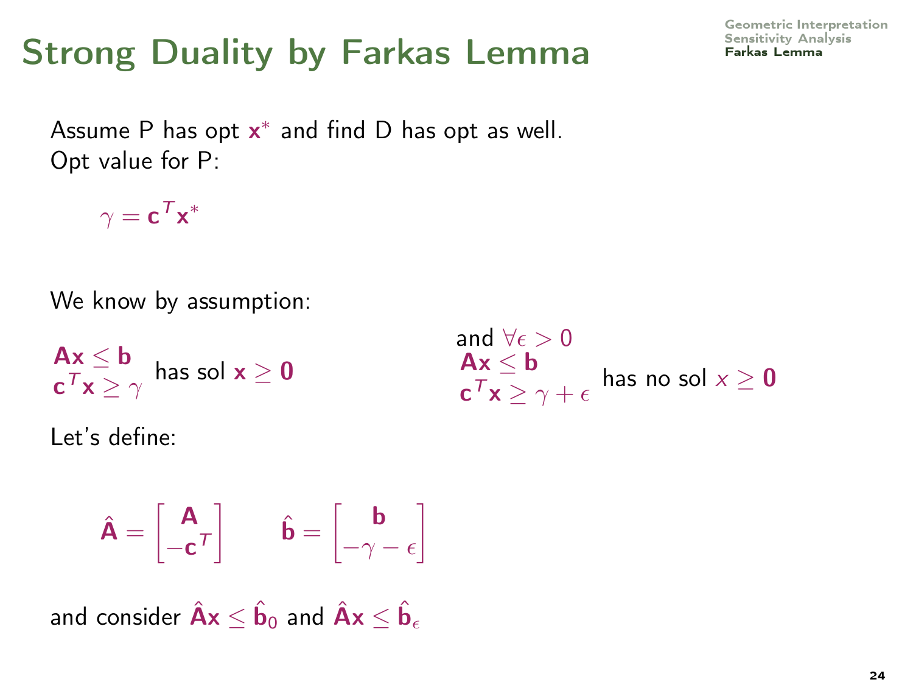# Strong Duality by Farkas Lemma

Assume P has opt $\mathbf{x}^*$ and find D has opt as well.
Opt value for P:

$$\gamma = \mathbf{c}^T \mathbf{x}^*$$

We know by assumption:

$\begin{array}{l} \mathbf{A}\mathbf{x} \leq \mathbf{b} \\ \mathbf{c}^T\mathbf{x} \geq \gamma \end{array}$ has sol $\mathbf{x} \geq \mathbf{0}$

and $\forall \epsilon > 0$
$\begin{array}{l} \mathbf{A}\mathbf{x} \leq \mathbf{b} \\ \mathbf{c}^T\mathbf{x} \geq \gamma + \epsilon \end{array}$ has no sol $x \geq \mathbf{0}$

Let's define:

$$\hat{\mathbf{A}} = \begin{bmatrix} \mathbf{A} \\ -\mathbf{c}^T \end{bmatrix} \qquad \hat{\mathbf{b}} = \begin{bmatrix} \mathbf{b} \\ -\gamma - \epsilon \end{bmatrix}$$

and consider $\hat{\mathbf{A}}\mathbf{x} \leq \hat{\mathbf{b}}_0$ and $\hat{\mathbf{A}}\mathbf{x} \leq \hat{\mathbf{b}}_\epsilon$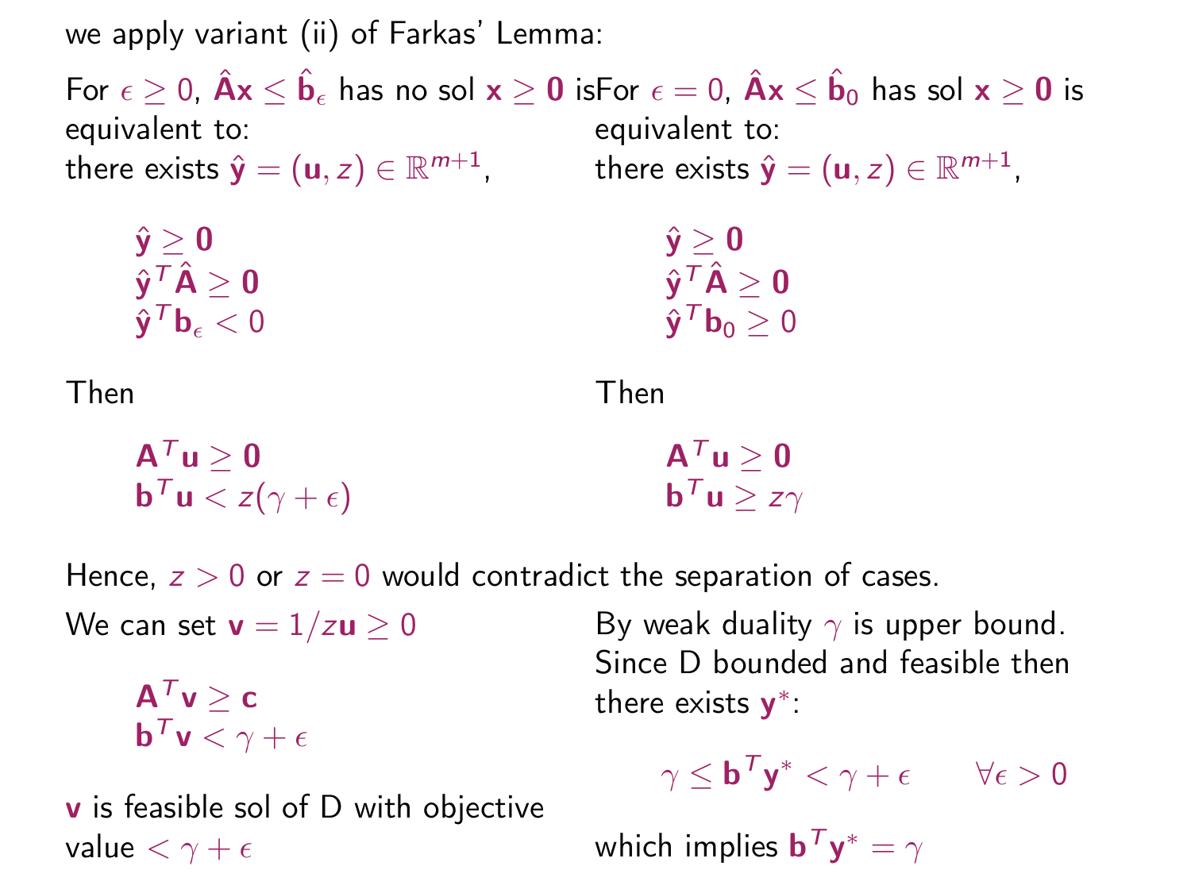we apply variant (ii) of Farkas' Lemma:

For $\epsilon \geq 0$, $\hat{\mathbf{A}}\mathbf{x} \leq \hat{\mathbf{b}}_\epsilon$ has no sol $\mathbf{x} \geq \mathbf{0}$ is equivalent to:
there exists $\hat{\mathbf{y}} = (\mathbf{u}, z) \in \mathbb{R}^{m+1}$,

$$\hat{\mathbf{y}} \geq \mathbf{0}$$
$$\hat{\mathbf{y}}^T\hat{\mathbf{A}} \geq \mathbf{0}$$
$$\hat{\mathbf{y}}^T\mathbf{b}_\epsilon < 0$$

Then

$$\mathbf{A}^T\mathbf{u} \geq \mathbf{0}$$
$$\mathbf{b}^T\mathbf{u} < z(\gamma + \epsilon)$$

For $\epsilon = 0$, $\hat{\mathbf{A}}\mathbf{x} \leq \hat{\mathbf{b}}_0$ has sol $\mathbf{x} \geq \mathbf{0}$ is equivalent to:
there exists $\hat{\mathbf{y}} = (\mathbf{u}, z) \in \mathbb{R}^{m+1}$,

$$\hat{\mathbf{y}} \geq \mathbf{0}$$
$$\hat{\mathbf{y}}^T\hat{\mathbf{A}} \geq \mathbf{0}$$
$$\hat{\mathbf{y}}^T\mathbf{b}_0 \geq 0$$

Then

$$\mathbf{A}^T\mathbf{u} \geq \mathbf{0}$$
$$\mathbf{b}^T\mathbf{u} \geq z\gamma$$

Hence, $z > 0$ or $z = 0$ would contradict the separation of cases.

We can set $\mathbf{v} = 1/z\mathbf{u} \geq 0$

$$\mathbf{A}^T\mathbf{v} \geq \mathbf{c}$$
$$\mathbf{b}^T\mathbf{v} < \gamma + \epsilon$$

$\mathbf{v}$ is feasible sol of D with objective value $< \gamma + \epsilon$

By weak duality $\gamma$ is upper bound.
Since D bounded and feasible then there exists $\mathbf{y}^*$:

$$\gamma \leq \mathbf{b}^T\mathbf{y}^* < \gamma + \epsilon \qquad \forall \epsilon > 0$$

which implies $\mathbf{b}^T\mathbf{y}^* = \gamma$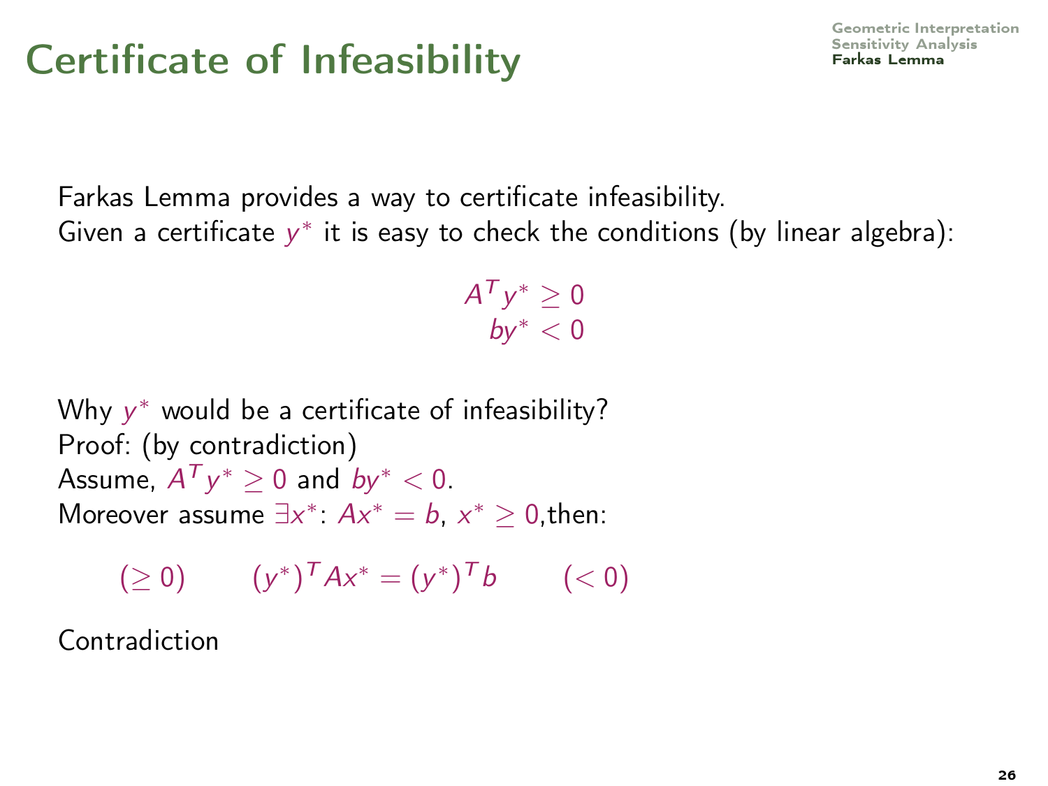# Certificate of Infeasibility

Farkas Lemma provides a way to certificate infeasibility.
Given a certificate $y^*$ it is easy to check the conditions (by linear algebra):

$$
\begin{aligned}
A^T y^* &\geq 0 \\
b y^* &< 0
\end{aligned}
$$

Why $y^*$ would be a certificate of infeasibility?
Proof: (by contradiction)
Assume, $A^T y^* \geq 0$ and $b y^* < 0$.
Moreover assume $\exists x^*$: $Ax^* = b$, $x^* \geq 0$,then:

$$
(\geq 0) \qquad (y^*)^T A x^* = (y^*)^T b \qquad (< 0)
$$

Contradiction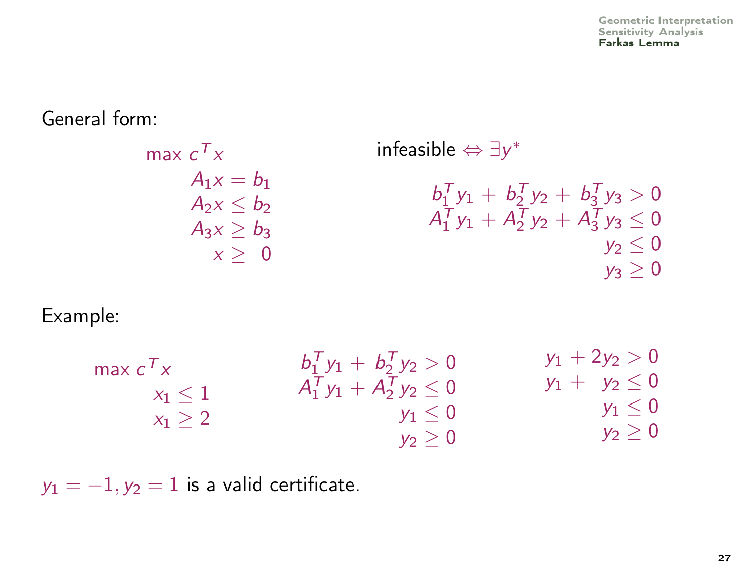General form:

$$
\begin{aligned}
\max\ & c^T x \\
& A_1 x = b_1 \\
& A_2 x \leq b_2 \\
& A_3 x \geq b_3 \\
& x \geq 0
\end{aligned}
$$

infeasible $\Leftrightarrow \exists y^*$

$$
\begin{aligned}
b_1^T y_1 + b_2^T y_2 + b_3^T y_3 &> 0 \\
A_1^T y_1 + A_2^T y_2 + A_3^T y_3 &\leq 0 \\
y_2 &\leq 0 \\
y_3 &\geq 0
\end{aligned}
$$

Example:

$$
\begin{aligned}
\max\ & c^T x \\
& x_1 \leq 1 \\
& x_1 \geq 2
\end{aligned}
$$

$$
\begin{aligned}
b_1^T y_1 + b_2^T y_2 &> 0 \\
A_1^T y_1 + A_2^T y_2 &\leq 0 \\
y_1 &\leq 0 \\
y_2 &\geq 0
\end{aligned}
$$

$$
\begin{aligned}
y_1 + 2y_2 &> 0 \\
y_1 + \ \ y_2 &\leq 0 \\
y_1 &\leq 0 \\
y_2 &\geq 0
\end{aligned}
$$

$y_1 = -1, y_2 = 1$ is a valid certificate.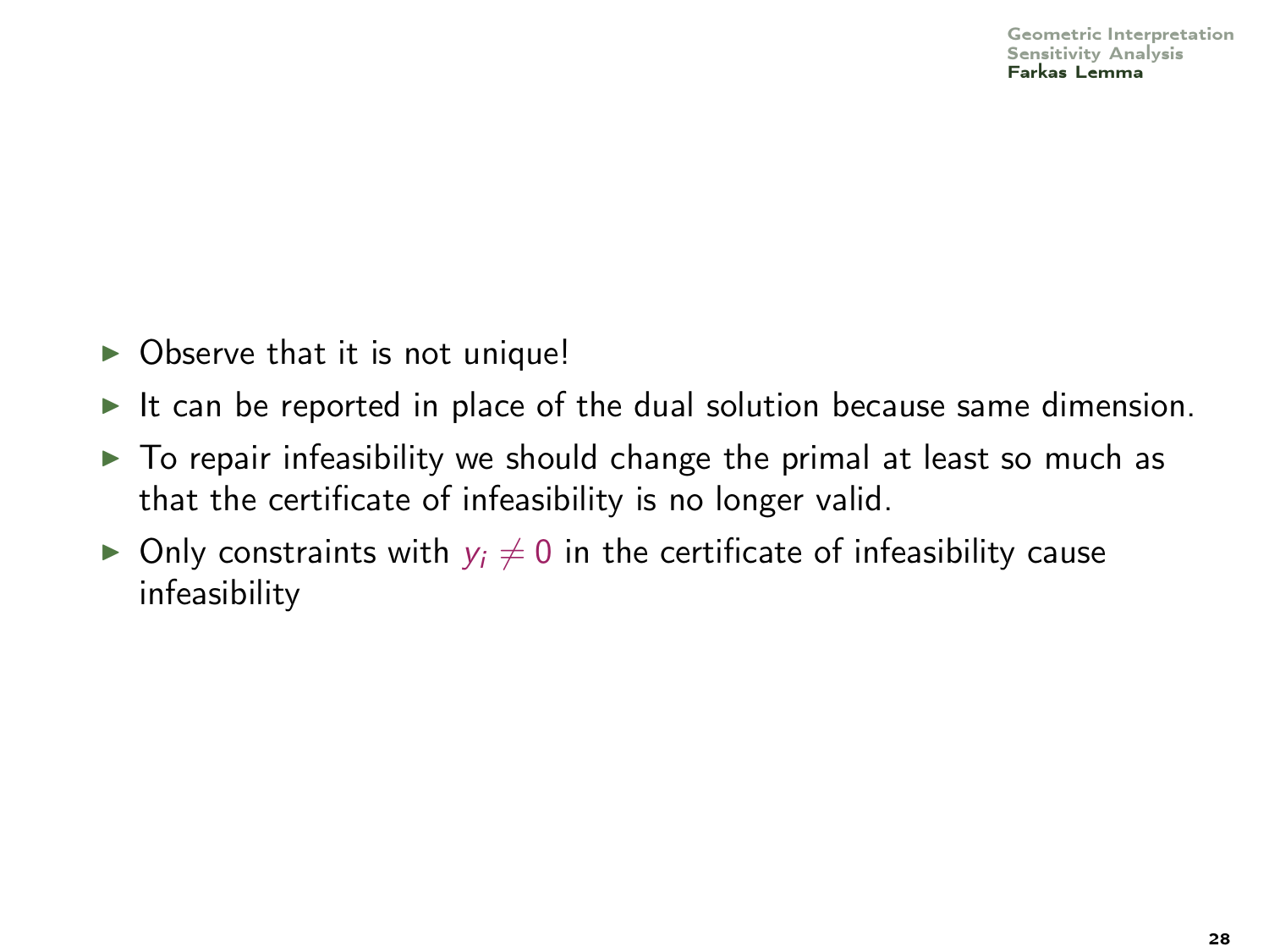- Observe that it is not unique!
- It can be reported in place of the dual solution because same dimension.
- To repair infeasibility we should change the primal at least so much as that the certificate of infeasibility is no longer valid.
- Only constraints with $y_i \neq 0$ in the certificate of infeasibility cause infeasibility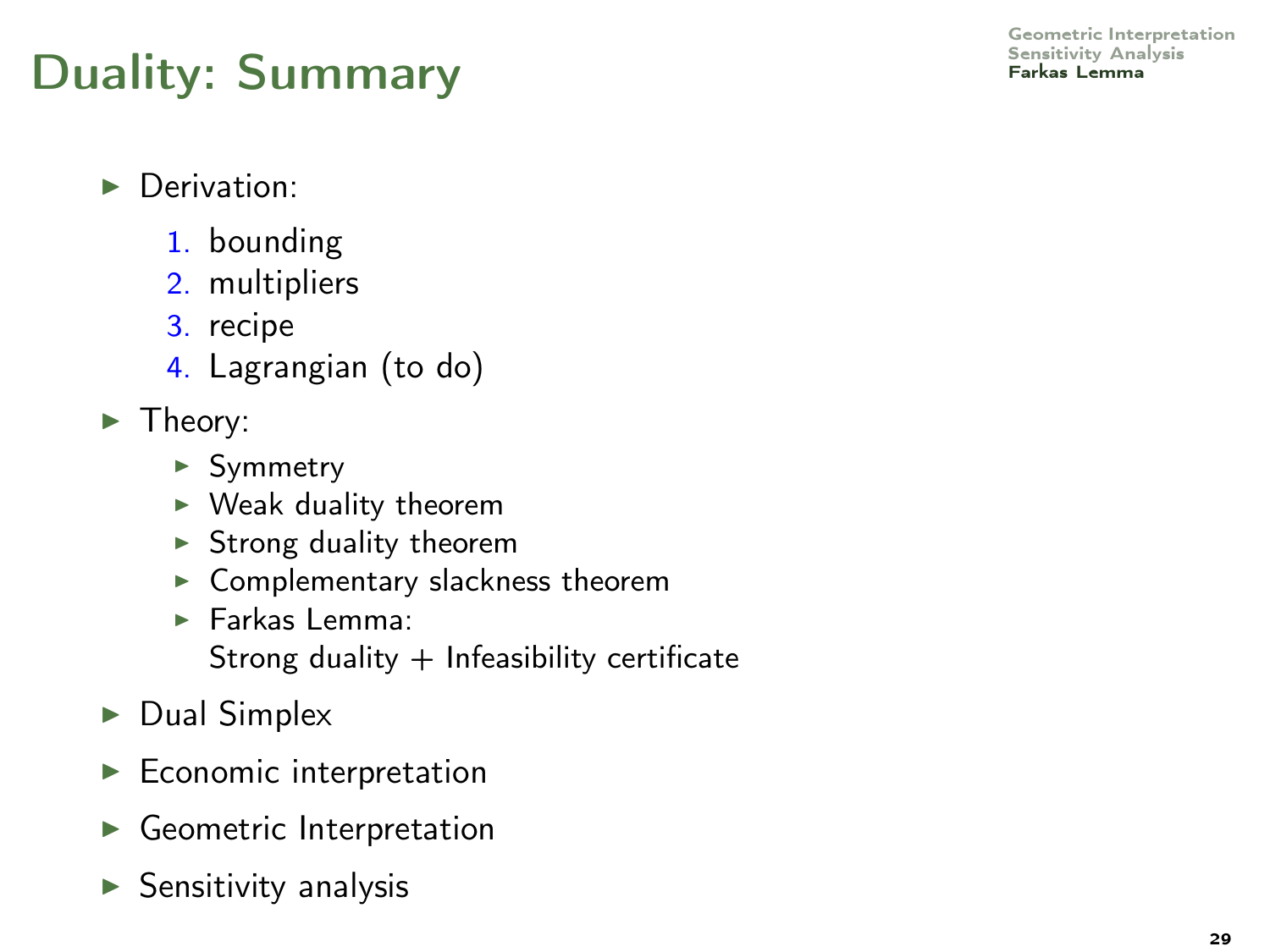# Duality: Summary

- Derivation:
  1. bounding
  2. multipliers
  3. recipe
  4. Lagrangian (to do)
- Theory:
  - Symmetry
  - Weak duality theorem
  - Strong duality theorem
  - Complementary slackness theorem
  - Farkas Lemma:
    Strong duality + Infeasibility certificate
- Dual Simplex
- Economic interpretation
- Geometric Interpretation
- Sensitivity analysis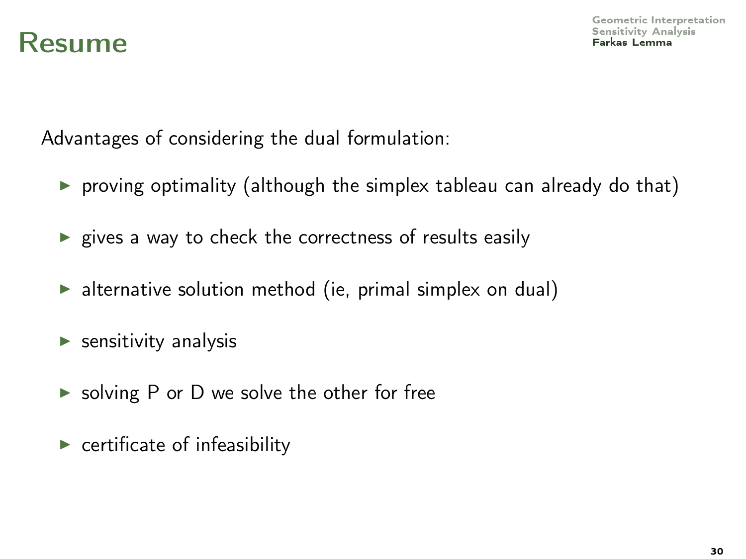# Resume

Advantages of considering the dual formulation:

- proving optimality (although the simplex tableau can already do that)
- gives a way to check the correctness of results easily
- alternative solution method (ie, primal simplex on dual)
- sensitivity analysis
- solving P or D we solve the other for free
- certificate of infeasibility